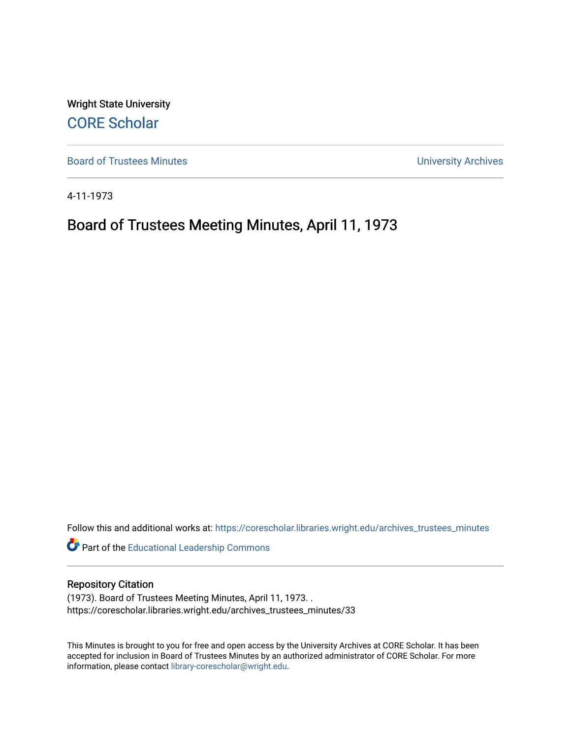Wright State University

CORE Scholar

Board of Trustees Minutes

University Archives

4-11-1973

# Board of Trustees Meeting Minutes, April 11, 1973

Follow this and additional works at: https://corescholar.libraries.wright.edu/archives_trustees_minutes

Part of the Educational Leadership Commons

## Repository Citation

(1973). Board of Trustees Meeting Minutes, April 11, 1973. .
https://corescholar.libraries.wright.edu/archives_trustees_minutes/33

This Minutes is brought to you for free and open access by the University Archives at CORE Scholar. It has been accepted for inclusion in Board of Trustees Minutes by an authorized administrator of CORE Scholar. For more information, please contact library-corescholar@wright.edu.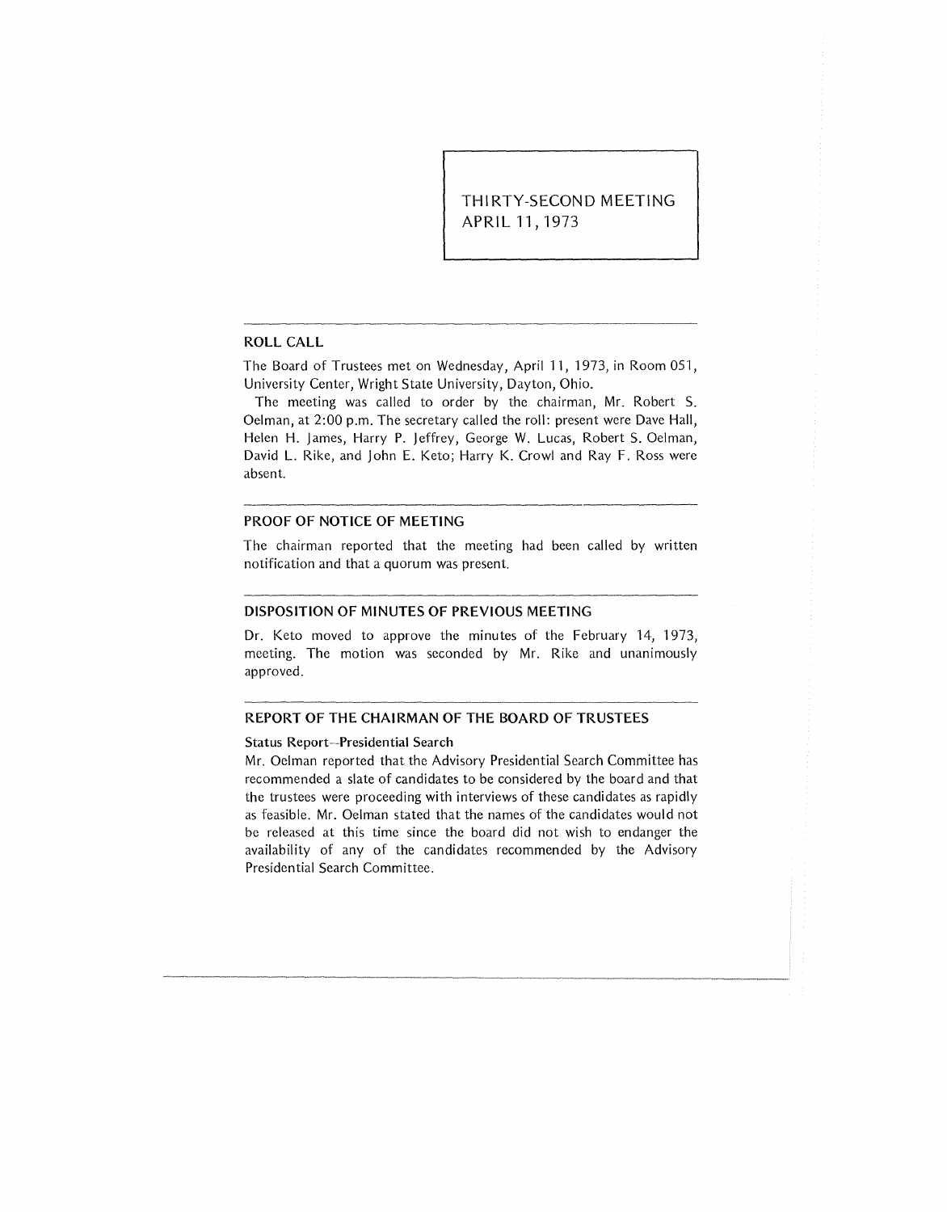# THIRTY-SECOND MEETING
# APRIL 11, 1973

## ROLL CALL

The Board of Trustees met on Wednesday, April 11, 1973, in Room 051, University Center, Wright State University, Dayton, Ohio.

The meeting was called to order by the chairman, Mr. Robert S. Oelman, at 2:00 p.m. The secretary called the roll: present were Dave Hall, Helen H. James, Harry P. Jeffrey, George W. Lucas, Robert S. Oelman, David L. Rike, and John E. Keto; Harry K. Crowl and Ray F. Ross were absent.

## PROOF OF NOTICE OF MEETING

The chairman reported that the meeting had been called by written notification and that a quorum was present.

## DISPOSITION OF MINUTES OF PREVIOUS MEETING

Dr. Keto moved to approve the minutes of the February 14, 1973, meeting. The motion was seconded by Mr. Rike and unanimously approved.

## REPORT OF THE CHAIRMAN OF THE BOARD OF TRUSTEES

### Status Report--Presidential Search

Mr. Oelman reported that the Advisory Presidential Search Committee has recommended a slate of candidates to be considered by the board and that the trustees were proceeding with interviews of these candidates as rapidly as feasible. Mr. Oelman stated that the names of the candidates would not be released at this time since the board did not wish to endanger the availability of any of the candidates recommended by the Advisory Presidential Search Committee.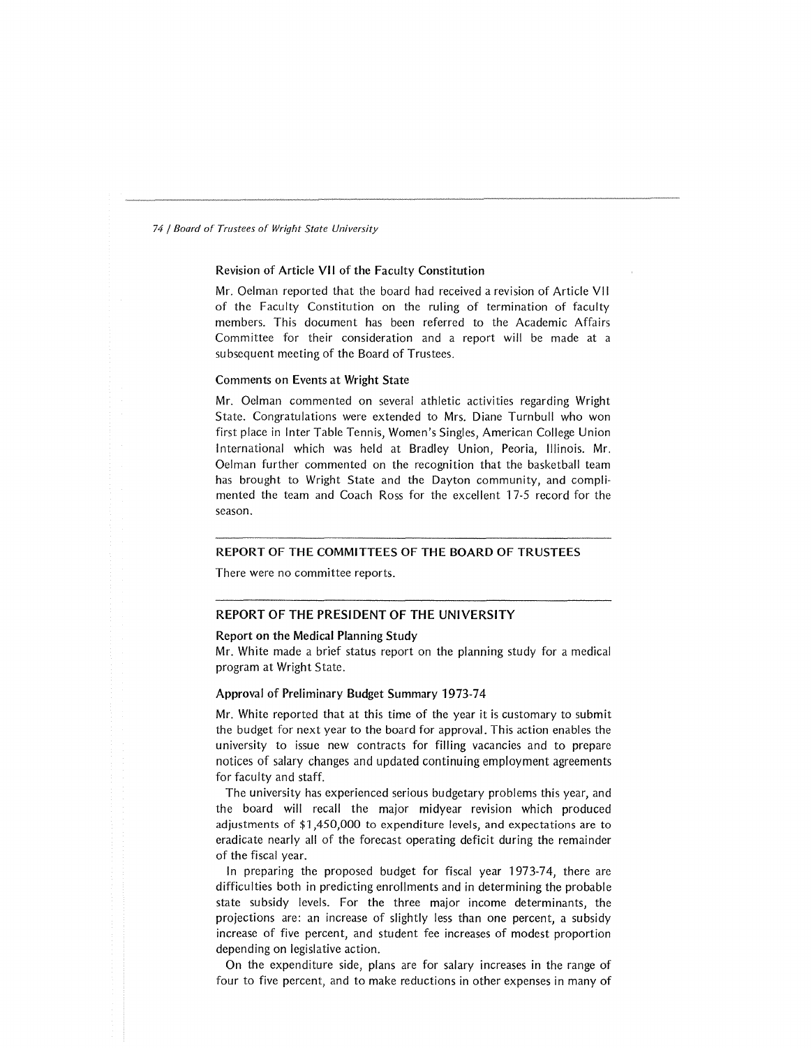### Revision of Article VII of the Faculty Constitution

Mr. Oelman reported that the board had received a revision of Article VII of the Faculty Constitution on the ruling of termination of faculty members. This document has been referred to the Academic Affairs Committee for their consideration and a report will be made at a subsequent meeting of the Board of Trustees.

### Comments on Events at Wright State

Mr. Oelman commented on several athletic activities regarding Wright State. Congratulations were extended to Mrs. Diane Turnbull who won first place in Inter Table Tennis, Women's Singles, American College Union International which was held at Bradley Union, Peoria, Illinois. Mr. Oelman further commented on the recognition that the basketball team has brought to Wright State and the Dayton community, and complimented the team and Coach Ross for the excellent 17-5 record for the season.

## REPORT OF THE COMMITTEES OF THE BOARD OF TRUSTEES

There were no committee reports.

## REPORT OF THE PRESIDENT OF THE UNIVERSITY

### Report on the Medical Planning Study

Mr. White made a brief status report on the planning study for a medical program at Wright State.

### Approval of Preliminary Budget Summary 1973-74

Mr. White reported that at this time of the year it is customary to submit the budget for next year to the board for approval. This action enables the university to issue new contracts for filling vacancies and to prepare notices of salary changes and updated continuing employment agreements for faculty and staff.

The university has experienced serious budgetary problems this year, and the board will recall the major midyear revision which produced adjustments of $1,450,000 to expenditure levels, and expectations are to eradicate nearly all of the forecast operating deficit during the remainder of the fiscal year.

In preparing the proposed budget for fiscal year 1973-74, there are difficulties both in predicting enrollments and in determining the probable state subsidy levels. For the three major income determinants, the projections are: an increase of slightly less than one percent, a subsidy increase of five percent, and student fee increases of modest proportion depending on legislative action.

On the expenditure side, plans are for salary increases in the range of four to five percent, and to make reductions in other expenses in many of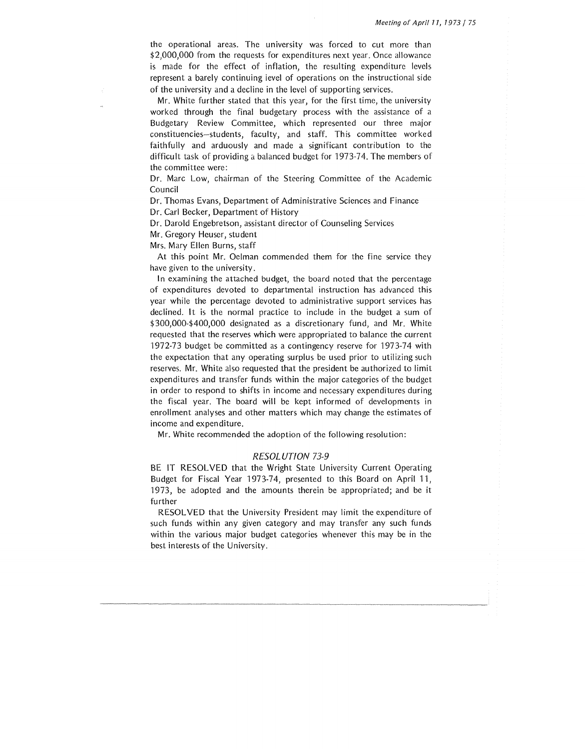the operational areas. The university was forced to cut more than $2,000,000 from the requests for expenditures next year. Once allowance is made for the effect of inflation, the resulting expenditure levels represent a barely continuing level of operations on the instructional side of the university and a decline in the level of supporting services.

Mr. White further stated that this year, for the first time, the university worked through the final budgetary process with the assistance of a Budgetary Review Committee, which represented our three major constituencies—students, faculty, and staff. This committee worked faithfully and arduously and made a significant contribution to the difficult task of providing a balanced budget for 1973-74. The members of the committee were:

Dr. Marc Low, chairman of the Steering Committee of the Academic Council

Dr. Thomas Evans, Department of Administrative Sciences and Finance

Dr. Carl Becker, Department of History

Dr. Darold Engebretson, assistant director of Counseling Services

Mr. Gregory Heuser, student

Mrs. Mary Ellen Burns, staff

At this point Mr. Oelman commended them for the fine service they have given to the university.

In examining the attached budget, the board noted that the percentage of expenditures devoted to departmental instruction has advanced this year while the percentage devoted to administrative support services has declined. It is the normal practice to include in the budget a sum of $300,000-$400,000 designated as a discretionary fund, and Mr. White requested that the reserves which were appropriated to balance the current 1972-73 budget be committed as a contingency reserve for 1973-74 with the expectation that any operating surplus be used prior to utilizing such reserves. Mr. White also requested that the president be authorized to limit expenditures and transfer funds within the major categories of the budget in order to respond to shifts in income and necessary expenditures during the fiscal year. The board will be kept informed of developments in enrollment analyses and other matters which may change the estimates of income and expenditure.

Mr. White recommended the adoption of the following resolution:

### *RESOLUTION 73-9*

BE IT RESOLVED that the Wright State University Current Operating Budget for Fiscal Year 1973-74, presented to this Board on April 11, 1973, be adopted and the amounts therein be appropriated; and be it further

RESOLVED that the University President may limit the expenditure of such funds within any given category and may transfer any such funds within the various major budget categories whenever this may be in the best interests of the University.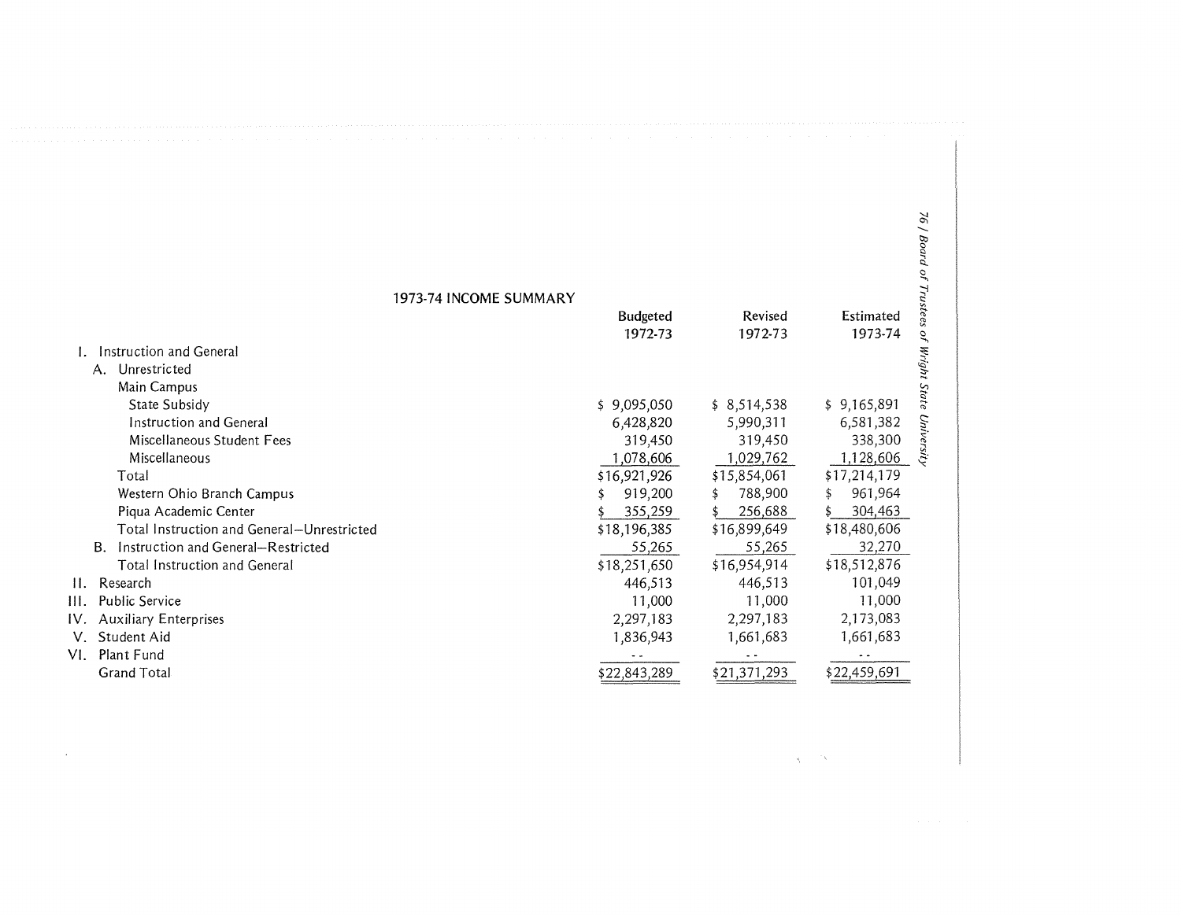## 1973-74 INCOME SUMMARY

| | Budgeted 1972-73 | Revised 1972-73 | Estimated 1973-74 |
|---|---|---|---|
| I. Instruction and General | | | |
| A. Unrestricted | | | |
| Main Campus | | | |
| State Subsidy | $ 9,095,050 | $ 8,514,538 | $ 9,165,891 |
| Instruction and General | 6,428,820 | 5,990,311 | 6,581,382 |
| Miscellaneous Student Fees | 319,450 | 319,450 | 338,300 |
| Miscellaneous | 1,078,606 | 1,029,762 | 1,128,606 |
| Total | $16,921,926 | $15,854,061 | $17,214,179 |
| Western Ohio Branch Campus | $ 919,200 | $ 788,900 | $ 961,964 |
| Piqua Academic Center | $ 355,259 | $ 256,688 | $ 304,463 |
| Total Instruction and General—Unrestricted | $18,196,385 | $16,899,649 | $18,480,606 |
| B. Instruction and General—Restricted | 55,265 | 55,265 | 32,270 |
| Total Instruction and General | $18,251,650 | $16,954,914 | $18,512,876 |
| II. Research | 446,513 | 446,513 | 101,049 |
| III. Public Service | 11,000 | 11,000 | 11,000 |
| IV. Auxiliary Enterprises | 2,297,183 | 2,297,183 | 2,173,083 |
| V. Student Aid | 1,836,943 | 1,661,683 | 1,661,683 |
| VI. Plant Fund | - - | - - | - - |
| Grand Total | $22,843,289 | $21,371,293 | $22,459,691 |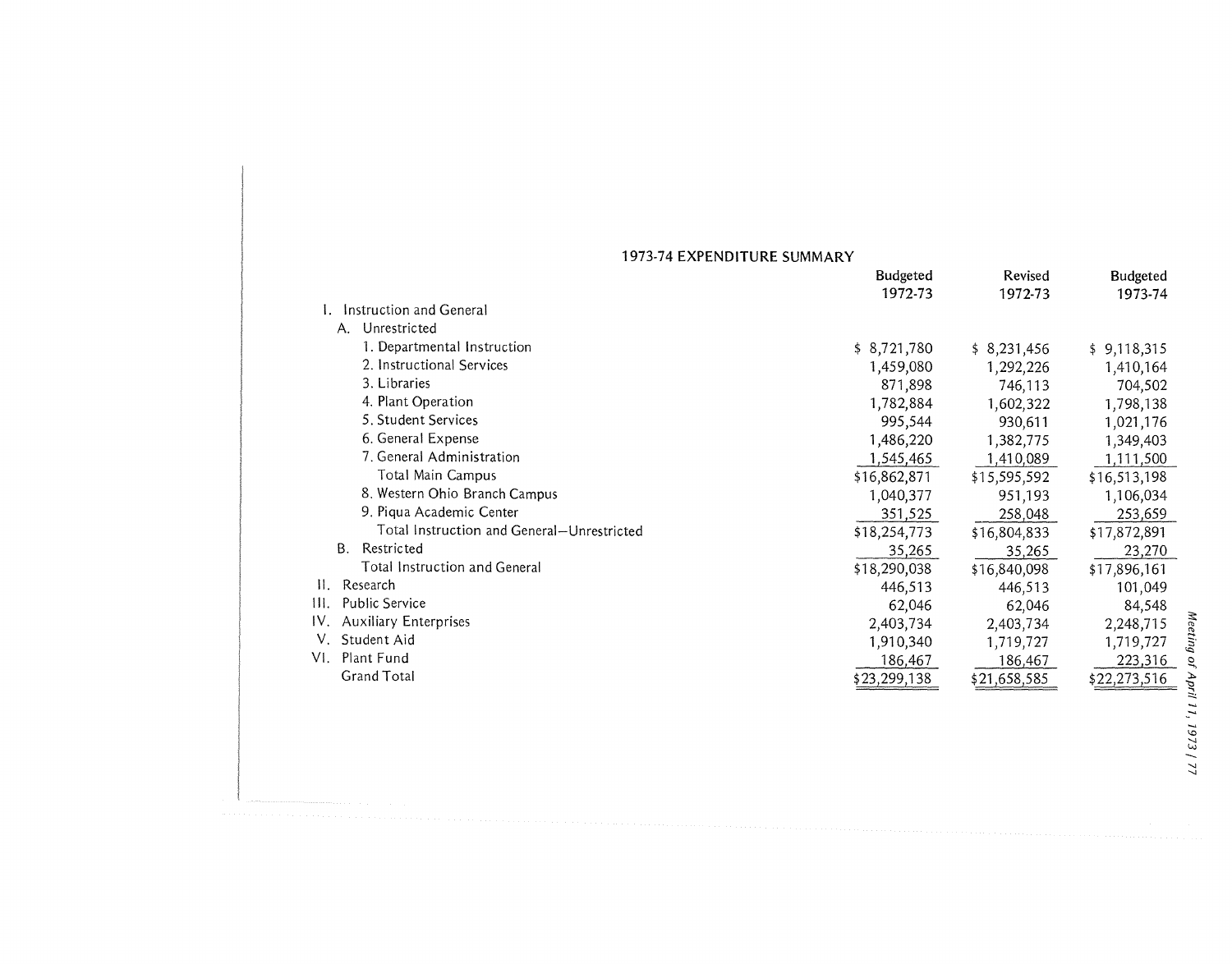## 1973-74 EXPENDITURE SUMMARY

| | Budgeted 1972-73 | Revised 1972-73 | Budgeted 1973-74 |
|---|---|---|---|
| I. Instruction and General | | | |
| A. Unrestricted | | | |
| 1. Departmental Instruction | $ 8,721,780 | $ 8,231,456 | $ 9,118,315 |
| 2. Instructional Services | 1,459,080 | 1,292,226 | 1,410,164 |
| 3. Libraries | 871,898 | 746,113 | 704,502 |
| 4. Plant Operation | 1,782,884 | 1,602,322 | 1,798,138 |
| 5. Student Services | 995,544 | 930,611 | 1,021,176 |
| 6. General Expense | 1,486,220 | 1,382,775 | 1,349,403 |
| 7. General Administration | 1,545,465 | 1,410,089 | 1,111,500 |
| Total Main Campus | $16,862,871 | $15,595,592 | $16,513,198 |
| 8. Western Ohio Branch Campus | 1,040,377 | 951,193 | 1,106,034 |
| 9. Piqua Academic Center | 351,525 | 258,048 | 253,659 |
| Total Instruction and General—Unrestricted | $18,254,773 | $16,804,833 | $17,872,891 |
| B. Restricted | 35,265 | 35,265 | 23,270 |
| Total Instruction and General | $18,290,038 | $16,840,098 | $17,896,161 |
| II. Research | 446,513 | 446,513 | 101,049 |
| III. Public Service | 62,046 | 62,046 | 84,548 |
| IV. Auxiliary Enterprises | 2,403,734 | 2,403,734 | 2,248,715 |
| V. Student Aid | 1,910,340 | 1,719,727 | 1,719,727 |
| VI. Plant Fund | 186,467 | 186,467 | 223,316 |
| Grand Total | $23,299,138 | $21,658,585 | $22,273,516 |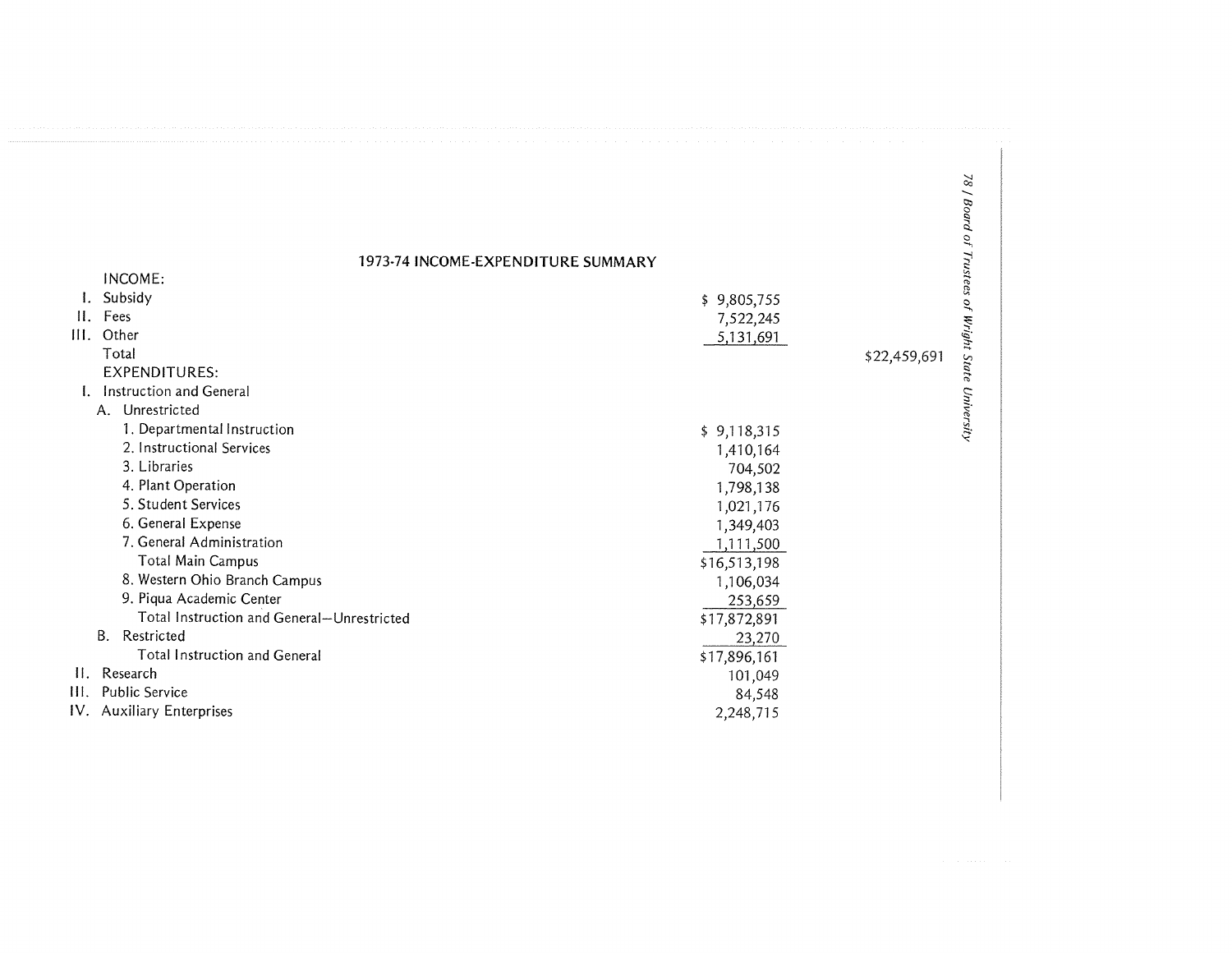## 1973-74 INCOME-EXPENDITURE SUMMARY

| | | |
|---|---|---|
| **INCOME:** | | |
| I. Subsidy | $ 9,805,755 | |
| II. Fees | 7,522,245 | |
| III. Other | 5,131,691 | |
| Total | | $22,459,691 |
| **EXPENDITURES:** | | |
| I. Instruction and General | | |
| A. Unrestricted | | |
| 1. Departmental Instruction | $ 9,118,315 | |
| 2. Instructional Services | 1,410,164 | |
| 3. Libraries | 704,502 | |
| 4. Plant Operation | 1,798,138 | |
| 5. Student Services | 1,021,176 | |
| 6. General Expense | 1,349,403 | |
| 7. General Administration | 1,111,500 | |
| Total Main Campus | $16,513,198 | |
| 8. Western Ohio Branch Campus | 1,106,034 | |
| 9. Piqua Academic Center | 253,659 | |
| Total Instruction and General—Unrestricted | $17,872,891 | |
| B. Restricted | 23,270 | |
| Total Instruction and General | $17,896,161 | |
| II. Research | 101,049 | |
| III. Public Service | 84,548 | |
| IV. Auxiliary Enterprises | 2,248,715 | |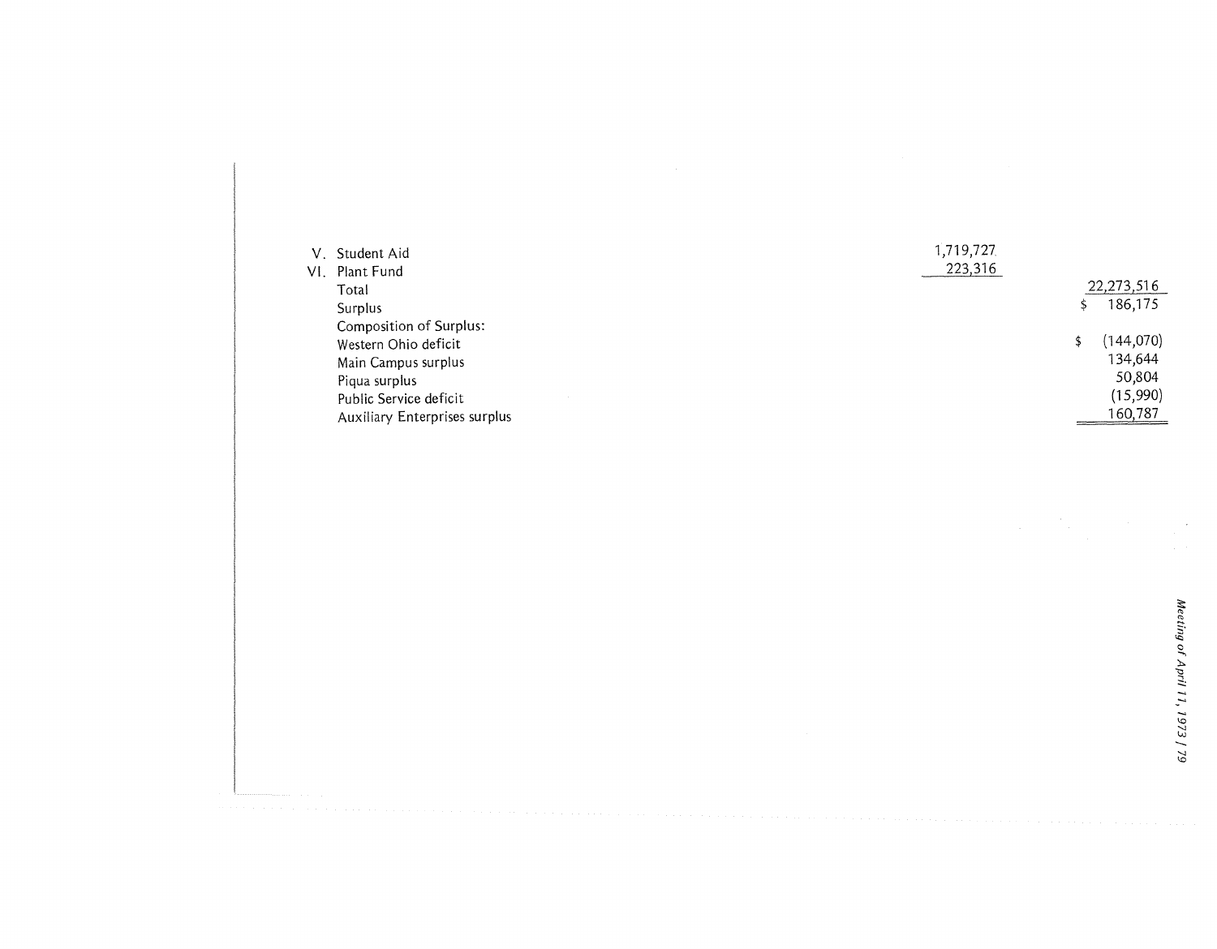| | | |
|---|---|---|
| V. Student Aid | 1,719,727 | |
| VI. Plant Fund | 223,316 | |
| Total | | 22,273,516 |
| Surplus | | $ 186,175 |
| Composition of Surplus: | | |
| Western Ohio deficit | | $ (144,070) |
| Main Campus surplus | | 134,644 |
| Piqua surplus | | 50,804 |
| Public Service deficit | | (15,990) |
| Auxiliary Enterprises surplus | | 160,787 |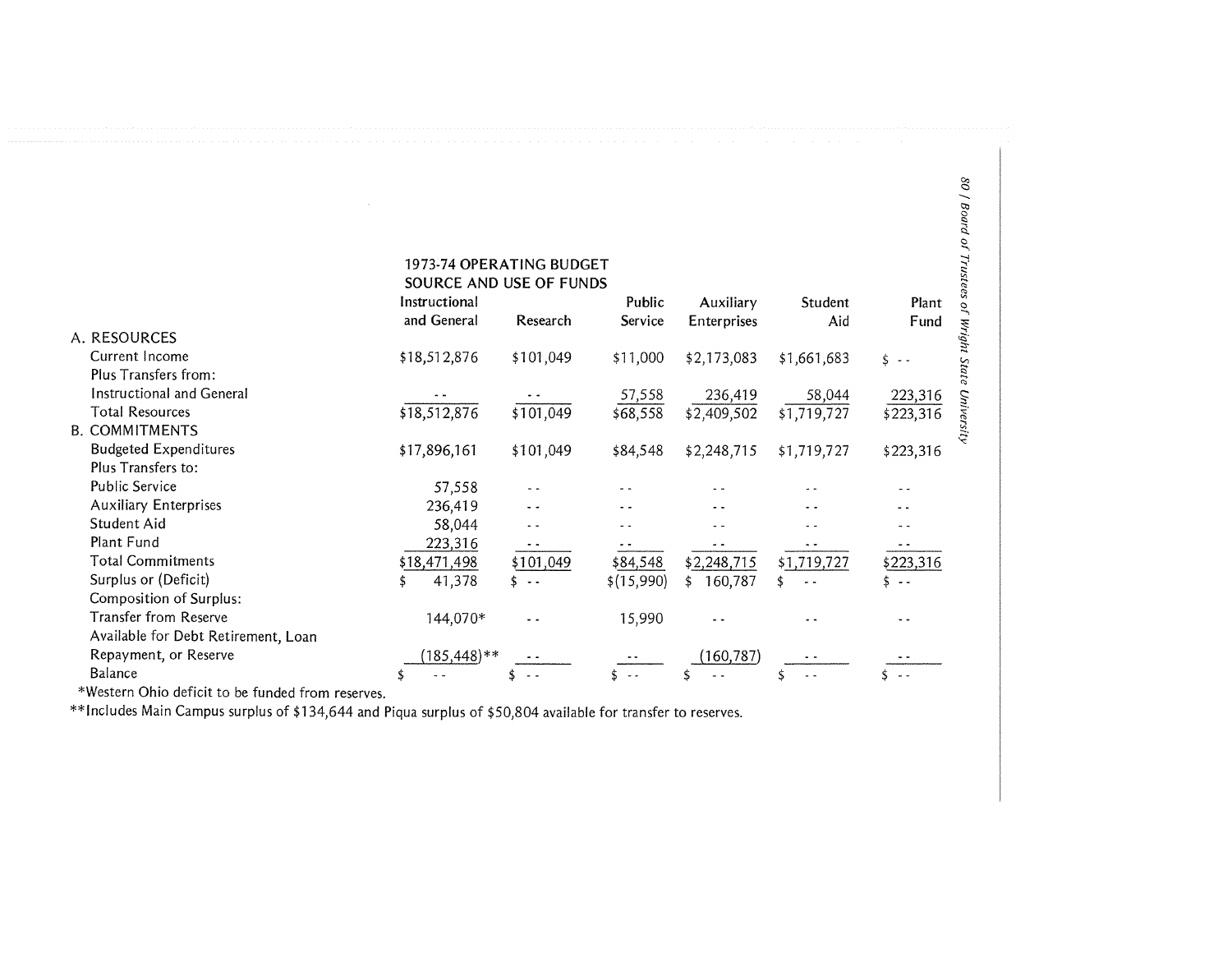## 1973-74 OPERATING BUDGET
## SOURCE AND USE OF FUNDS

| | Instructional and General | Research | Public Service | Auxiliary Enterprises | Student Aid | Plant Fund |
|---|---|---|---|---|---|---|
| A. RESOURCES | | | | | | |
| Current Income | $18,512,876 | $101,049 | $11,000 | $2,173,083 | $1,661,683 | $ - - |
| Plus Transfers from: | | | | | | |
| Instructional and General | - - | - - | 57,558 | 236,419 | 58,044 | 223,316 |
| Total Resources | $18,512,876 | $101,049 | $68,558 | $2,409,502 | $1,719,727 | $223,316 |
| B. COMMITMENTS | | | | | | |
| Budgeted Expenditures | $17,896,161 | $101,049 | $84,548 | $2,248,715 | $1,719,727 | $223,316 |
| Plus Transfers to: | | | | | | |
| Public Service | 57,558 | - - | - - | - - | - - | - - |
| Auxiliary Enterprises | 236,419 | - - | - - | - - | - - | - - |
| Student Aid | 58,044 | - - | - - | - - | - - | - - |
| Plant Fund | 223,316 | - - | - - | - - | - - | - - |
| Total Commitments | $18,471,498 | $101,049 | $84,548 | $2,248,715 | $1,719,727 | $223,316 |
| Surplus or (Deficit) | $ 41,378 | $ - - | $(15,990) | $ 160,787 | $ - - | $ - - |
| Composition of Surplus: | | | | | | |
| Transfer from Reserve | 144,070* | - - | 15,990 | - - | - - | - - |
| Available for Debt Retirement, Loan Repayment, or Reserve | (185,448)** | - - | - - | (160,787) | - - | - - |
| Balance | $ - - | $ - - | $ - - | $ - - | $ - - | $ - - |

*Western Ohio deficit to be funded from reserves.

**Includes Main Campus surplus of $134,644 and Piqua surplus of $50,804 available for transfer to reserves.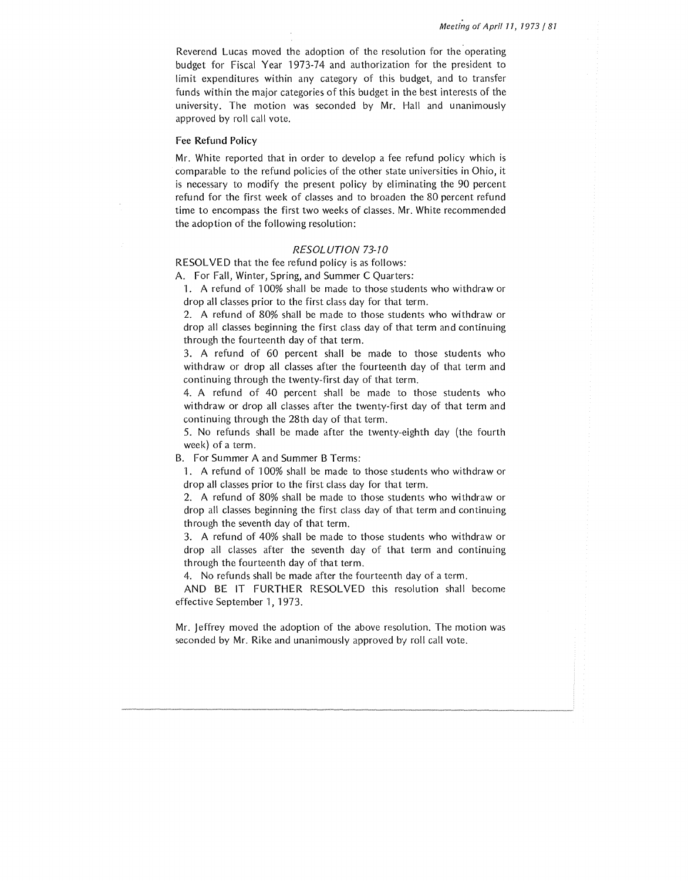Reverend Lucas moved the adoption of the resolution for the operating budget for Fiscal Year 1973-74 and authorization for the president to limit expenditures within any category of this budget, and to transfer funds within the major categories of this budget in the best interests of the university. The motion was seconded by Mr. Hall and unanimously approved by roll call vote.

### Fee Refund Policy

Mr. White reported that in order to develop a fee refund policy which is comparable to the refund policies of the other state universities in Ohio, it is necessary to modify the present policy by eliminating the 90 percent refund for the first week of classes and to broaden the 80 percent refund time to encompass the first two weeks of classes. Mr. White recommended the adoption of the following resolution:

*RESOLUTION 73-10*

RESOLVED that the fee refund policy is as follows:

A. For Fall, Winter, Spring, and Summer C Quarters:

1. A refund of 100% shall be made to those students who withdraw or drop all classes prior to the first class day for that term.
2. A refund of 80% shall be made to those students who withdraw or drop all classes beginning the first class day of that term and continuing through the fourteenth day of that term.
3. A refund of 60 percent shall be made to those students who withdraw or drop all classes after the fourteenth day of that term and continuing through the twenty-first day of that term.
4. A refund of 40 percent shall be made to those students who withdraw or drop all classes after the twenty-first day of that term and continuing through the 28th day of that term.
5. No refunds shall be made after the twenty-eighth day (the fourth week) of a term.

B. For Summer A and Summer B Terms:

1. A refund of 100% shall be made to those students who withdraw or drop all classes prior to the first class day for that term.
2. A refund of 80% shall be made to those students who withdraw or drop all classes beginning the first class day of that term and continuing through the seventh day of that term.
3. A refund of 40% shall be made to those students who withdraw or drop all classes after the seventh day of that term and continuing through the fourteenth day of that term.
4. No refunds shall be made after the fourteenth day of a term.

AND BE IT FURTHER RESOLVED this resolution shall become effective September 1, 1973.

Mr. Jeffrey moved the adoption of the above resolution. The motion was seconded by Mr. Rike and unanimously approved by roll call vote.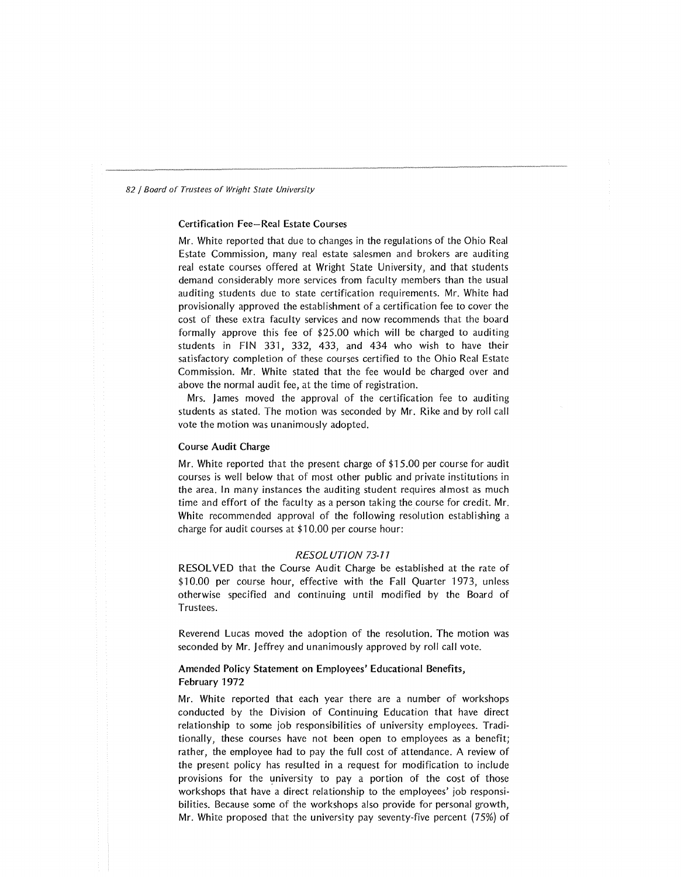### Certification Fee—Real Estate Courses

Mr. White reported that due to changes in the regulations of the Ohio Real Estate Commission, many real estate salesmen and brokers are auditing real estate courses offered at Wright State University, and that students demand considerably more services from faculty members than the usual auditing students due to state certification requirements. Mr. White had provisionally approved the establishment of a certification fee to cover the cost of these extra faculty services and now recommends that the board formally approve this fee of $25.00 which will be charged to auditing students in FIN 331, 332, 433, and 434 who wish to have their satisfactory completion of these courses certified to the Ohio Real Estate Commission. Mr. White stated that the fee would be charged over and above the normal audit fee, at the time of registration.

Mrs. James moved the approval of the certification fee to auditing students as stated. The motion was seconded by Mr. Rike and by roll call vote the motion was unanimously adopted.

### Course Audit Charge

Mr. White reported that the present charge of $15.00 per course for audit courses is well below that of most other public and private institutions in the area. In many instances the auditing student requires almost as much time and effort of the faculty as a person taking the course for credit. Mr. White recommended approval of the following resolution establishing a charge for audit courses at $10.00 per course hour:

*RESOLUTION 73-11*

RESOLVED that the Course Audit Charge be established at the rate of $10.00 per course hour, effective with the Fall Quarter 1973, unless otherwise specified and continuing until modified by the Board of Trustees.

Reverend Lucas moved the adoption of the resolution. The motion was seconded by Mr. Jeffrey and unanimously approved by roll call vote.

### Amended Policy Statement on Employees' Educational Benefits, February 1972

Mr. White reported that each year there are a number of workshops conducted by the Division of Continuing Education that have direct relationship to some job responsibilities of university employees. Traditionally, these courses have not been open to employees as a benefit; rather, the employee had to pay the full cost of attendance. A review of the present policy has resulted in a request for modification to include provisions for the university to pay a portion of the cost of those workshops that have a direct relationship to the employees' job responsibilities. Because some of the workshops also provide for personal growth, Mr. White proposed that the university pay seventy-five percent (75%) of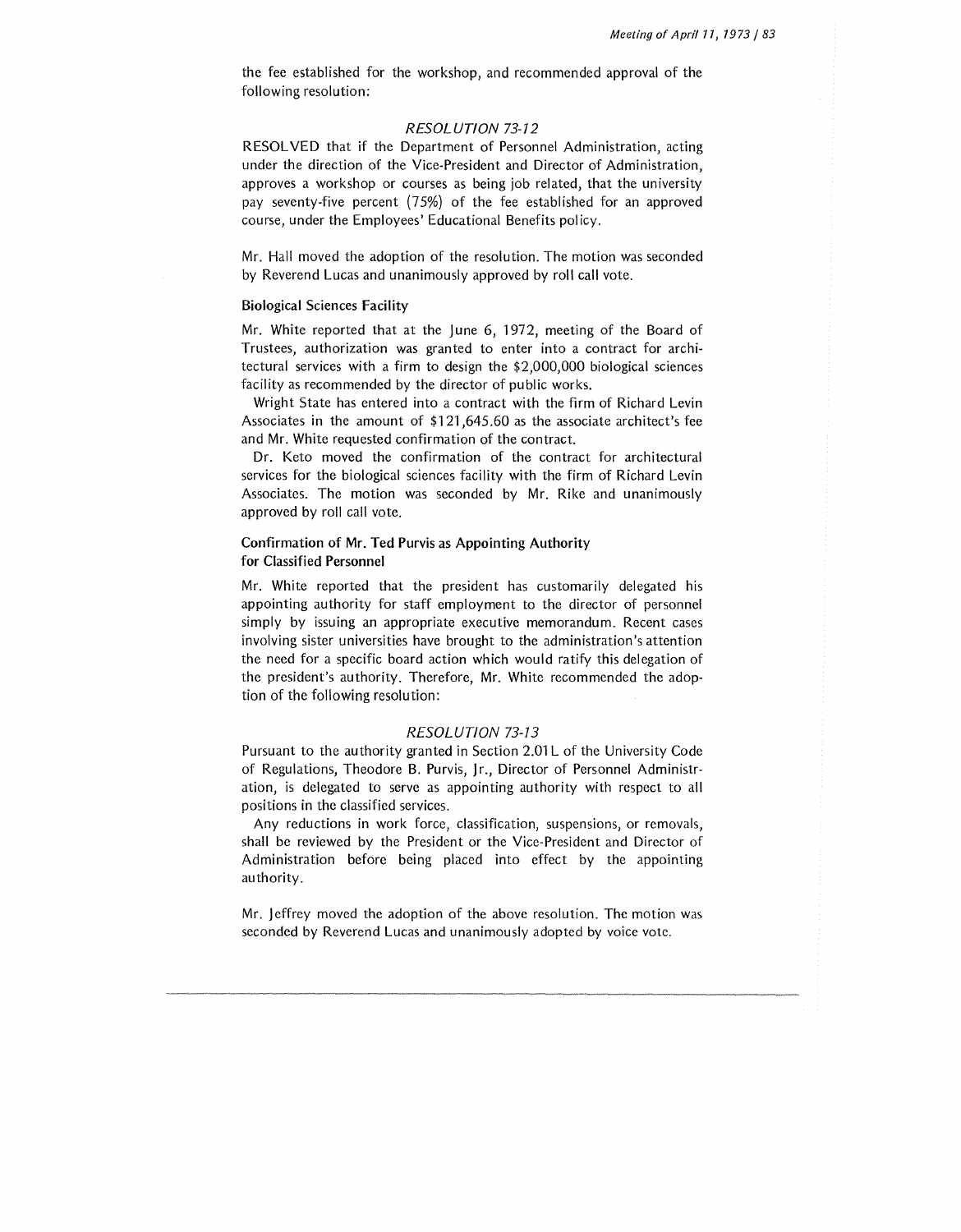the fee established for the workshop, and recommended approval of the following resolution:

*RESOLUTION 73-12*

RESOLVED that if the Department of Personnel Administration, acting under the direction of the Vice-President and Director of Administration, approves a workshop or courses as being job related, that the university pay seventy-five percent (75%) of the fee established for an approved course, under the Employees' Educational Benefits policy.

Mr. Hall moved the adoption of the resolution. The motion was seconded by Reverend Lucas and unanimously approved by roll call vote.

**Biological Sciences Facility**

Mr. White reported that at the June 6, 1972, meeting of the Board of Trustees, authorization was granted to enter into a contract for architectural services with a firm to design the $2,000,000 biological sciences facility as recommended by the director of public works.

Wright State has entered into a contract with the firm of Richard Levin Associates in the amount of $121,645.60 as the associate architect's fee and Mr. White requested confirmation of the contract.

Dr. Keto moved the confirmation of the contract for architectural services for the biological sciences facility with the firm of Richard Levin Associates. The motion was seconded by Mr. Rike and unanimously approved by roll call vote.

**Confirmation of Mr. Ted Purvis as Appointing Authority for Classified Personnel**

Mr. White reported that the president has customarily delegated his appointing authority for staff employment to the director of personnel simply by issuing an appropriate executive memorandum. Recent cases involving sister universities have brought to the administration's attention the need for a specific board action which would ratify this delegation of the president's authority. Therefore, Mr. White recommended the adoption of the following resolution:

*RESOLUTION 73-13*

Pursuant to the authority granted in Section 2.01L of the University Code of Regulations, Theodore B. Purvis, Jr., Director of Personnel Administration, is delegated to serve as appointing authority with respect to all positions in the classified services.

Any reductions in work force, classification, suspensions, or removals, shall be reviewed by the President or the Vice-President and Director of Administration before being placed into effect by the appointing authority.

Mr. Jeffrey moved the adoption of the above resolution. The motion was seconded by Reverend Lucas and unanimously adopted by voice vote.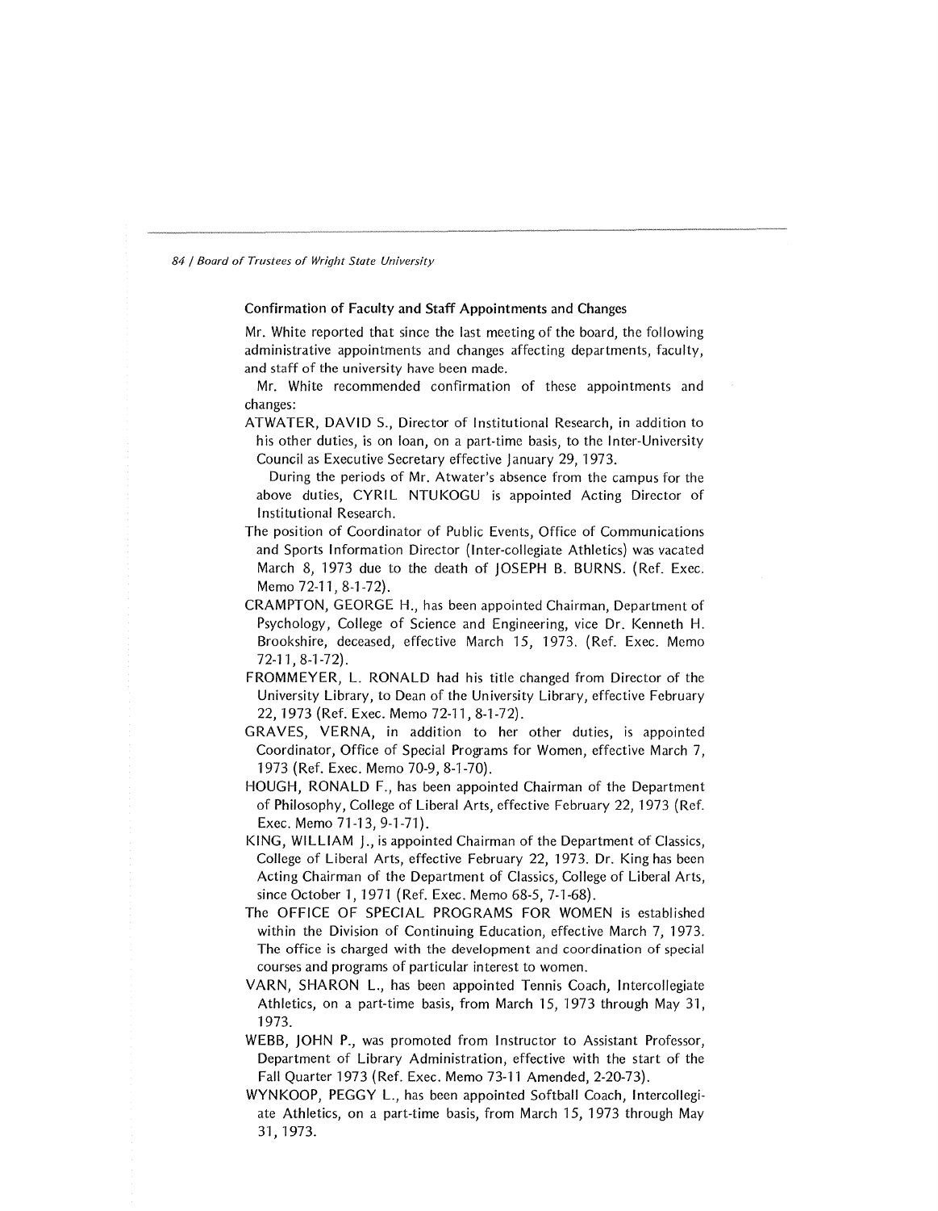### Confirmation of Faculty and Staff Appointments and Changes

Mr. White reported that since the last meeting of the board, the following administrative appointments and changes affecting departments, faculty, and staff of the university have been made.

Mr. White recommended confirmation of these appointments and changes:

ATWATER, DAVID S., Director of Institutional Research, in addition to his other duties, is on loan, on a part-time basis, to the Inter-University Council as Executive Secretary effective January 29, 1973.

During the periods of Mr. Atwater's absence from the campus for the above duties, CYRIL NTUKOGU is appointed Acting Director of Institutional Research.

The position of Coordinator of Public Events, Office of Communications and Sports Information Director (Inter-collegiate Athletics) was vacated March 8, 1973 due to the death of JOSEPH B. BURNS. (Ref. Exec. Memo 72-11, 8-1-72).

CRAMPTON, GEORGE H., has been appointed Chairman, Department of Psychology, College of Science and Engineering, vice Dr. Kenneth H. Brookshire, deceased, effective March 15, 1973. (Ref. Exec. Memo 72-11, 8-1-72).

FROMMEYER, L. RONALD had his title changed from Director of the University Library, to Dean of the University Library, effective February 22, 1973 (Ref. Exec. Memo 72-11, 8-1-72).

GRAVES, VERNA, in addition to her other duties, is appointed Coordinator, Office of Special Programs for Women, effective March 7, 1973 (Ref. Exec. Memo 70-9, 8-1-70).

HOUGH, RONALD F., has been appointed Chairman of the Department of Philosophy, College of Liberal Arts, effective February 22, 1973 (Ref. Exec. Memo 71-13, 9-1-71).

KING, WILLIAM J., is appointed Chairman of the Department of Classics, College of Liberal Arts, effective February 22, 1973. Dr. King has been Acting Chairman of the Department of Classics, College of Liberal Arts, since October 1, 1971 (Ref. Exec. Memo 68-5, 7-1-68).

The OFFICE OF SPECIAL PROGRAMS FOR WOMEN is established within the Division of Continuing Education, effective March 7, 1973. The office is charged with the development and coordination of special courses and programs of particular interest to women.

VARN, SHARON L., has been appointed Tennis Coach, Intercollegiate Athletics, on a part-time basis, from March 15, 1973 through May 31, 1973.

WEBB, JOHN P., was promoted from Instructor to Assistant Professor, Department of Library Administration, effective with the start of the Fall Quarter 1973 (Ref. Exec. Memo 73-11 Amended, 2-20-73).

WYNKOOP, PEGGY L., has been appointed Softball Coach, Intercollegiate Athletics, on a part-time basis, from March 15, 1973 through May 31, 1973.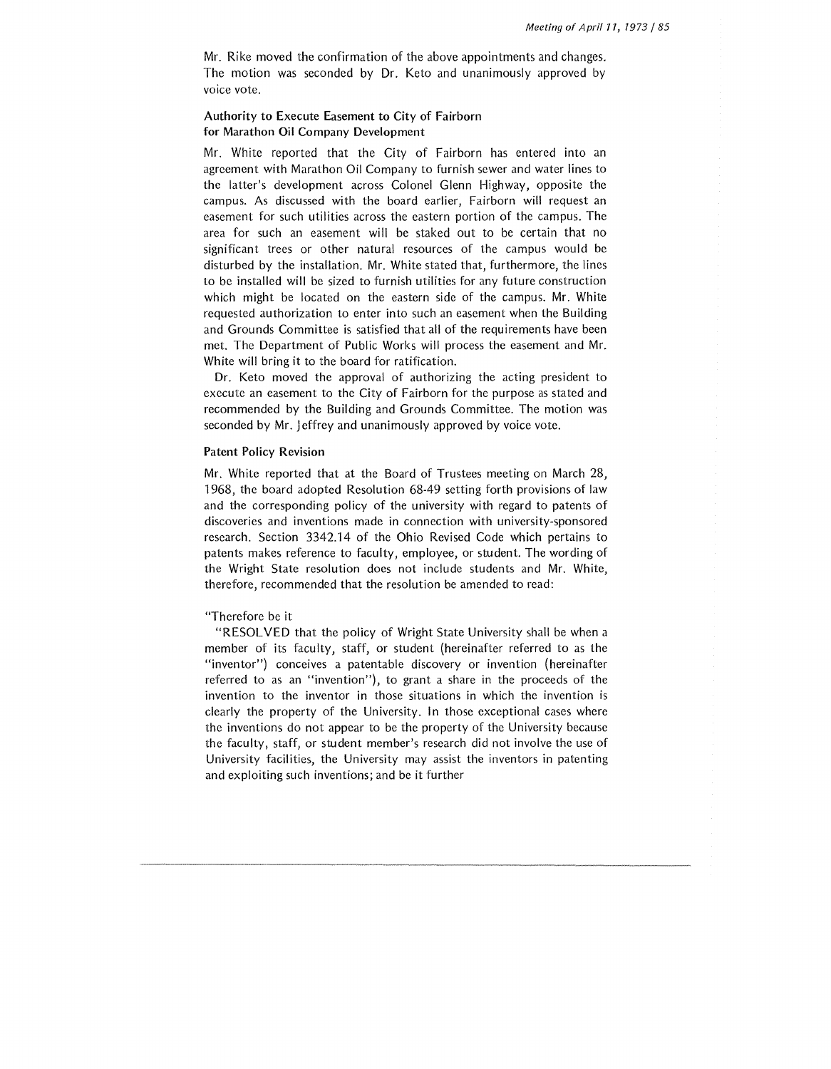Mr. Rike moved the confirmation of the above appointments and changes. The motion was seconded by Dr. Keto and unanimously approved by voice vote.

### Authority to Execute Easement to City of Fairborn for Marathon Oil Company Development

Mr. White reported that the City of Fairborn has entered into an agreement with Marathon Oil Company to furnish sewer and water lines to the latter's development across Colonel Glenn Highway, opposite the campus. As discussed with the board earlier, Fairborn will request an easement for such utilities across the eastern portion of the campus. The area for such an easement will be staked out to be certain that no significant trees or other natural resources of the campus would be disturbed by the installation. Mr. White stated that, furthermore, the lines to be installed will be sized to furnish utilities for any future construction which might be located on the eastern side of the campus. Mr. White requested authorization to enter into such an easement when the Building and Grounds Committee is satisfied that all of the requirements have been met. The Department of Public Works will process the easement and Mr. White will bring it to the board for ratification.

Dr. Keto moved the approval of authorizing the acting president to execute an easement to the City of Fairborn for the purpose as stated and recommended by the Building and Grounds Committee. The motion was seconded by Mr. Jeffrey and unanimously approved by voice vote.

### Patent Policy Revision

Mr. White reported that at the Board of Trustees meeting on March 28, 1968, the board adopted Resolution 68-49 setting forth provisions of law and the corresponding policy of the university with regard to patents of discoveries and inventions made in connection with university-sponsored research. Section 3342.14 of the Ohio Revised Code which pertains to patents makes reference to faculty, employee, or student. The wording of the Wright State resolution does not include students and Mr. White, therefore, recommended that the resolution be amended to read:

"Therefore be it

"RESOLVED that the policy of Wright State University shall be when a member of its faculty, staff, or student (hereinafter referred to as the "inventor") conceives a patentable discovery or invention (hereinafter referred to as an "invention"), to grant a share in the proceeds of the invention to the inventor in those situations in which the invention is clearly the property of the University. In those exceptional cases where the inventions do not appear to be the property of the University because the faculty, staff, or student member's research did not involve the use of University facilities, the University may assist the inventors in patenting and exploiting such inventions; and be it further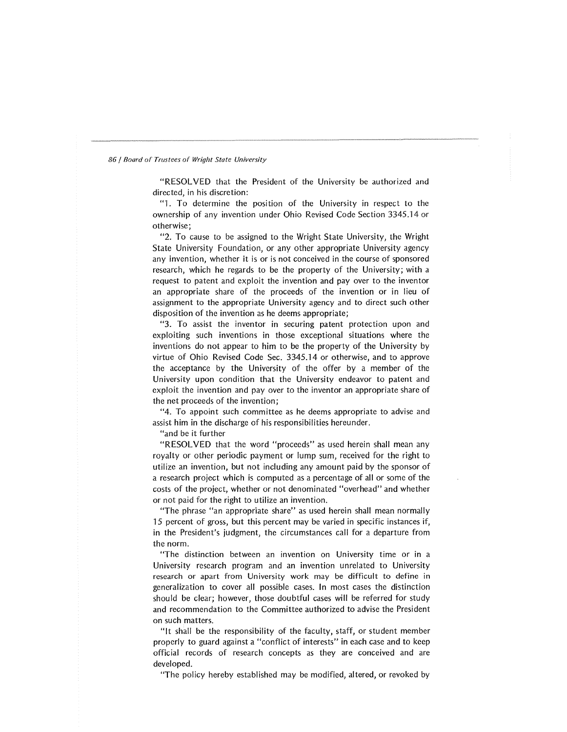"RESOLVED that the President of the University be authorized and directed, in his discretion:

"1. To determine the position of the University in respect to the ownership of any invention under Ohio Revised Code Section 3345.14 or otherwise;

"2. To cause to be assigned to the Wright State University, the Wright State University Foundation, or any other appropriate University agency any invention, whether it is or is not conceived in the course of sponsored research, which he regards to be the property of the University; with a request to patent and exploit the invention and pay over to the inventor an appropriate share of the proceeds of the invention or in lieu of assignment to the appropriate University agency and to direct such other disposition of the invention as he deems appropriate;

"3. To assist the inventor in securing patent protection upon and exploiting such inventions in those exceptional situations where the inventions do not appear to him to be the property of the University by virtue of Ohio Revised Code Sec. 3345.14 or otherwise, and to approve the acceptance by the University of the offer by a member of the University upon condition that the University endeavor to patent and exploit the invention and pay over to the inventor an appropriate share of the net proceeds of the invention;

"4. To appoint such committee as he deems appropriate to advise and assist him in the discharge of his responsibilities hereunder.

"and be it further

"RESOLVED that the word "proceeds" as used herein shall mean any royalty or other periodic payment or lump sum, received for the right to utilize an invention, but not including any amount paid by the sponsor of a research project which is computed as a percentage of all or some of the costs of the project, whether or not denominated "overhead" and whether or not paid for the right to utilize an invention.

"The phrase "an appropriate share" as used herein shall mean normally 15 percent of gross, but this percent may be varied in specific instances if, in the President's judgment, the circumstances call for a departure from the norm.

"The distinction between an invention on University time or in a University research program and an invention unrelated to University research or apart from University work may be difficult to define in generalization to cover all possible cases. In most cases the distinction should be clear; however, those doubtful cases will be referred for study and recommendation to the Committee authorized to advise the President on such matters.

"It shall be the responsibility of the faculty, staff, or student member properly to guard against a "conflict of interests" in each case and to keep official records of research concepts as they are conceived and are developed.

"The policy hereby established may be modified, altered, or revoked by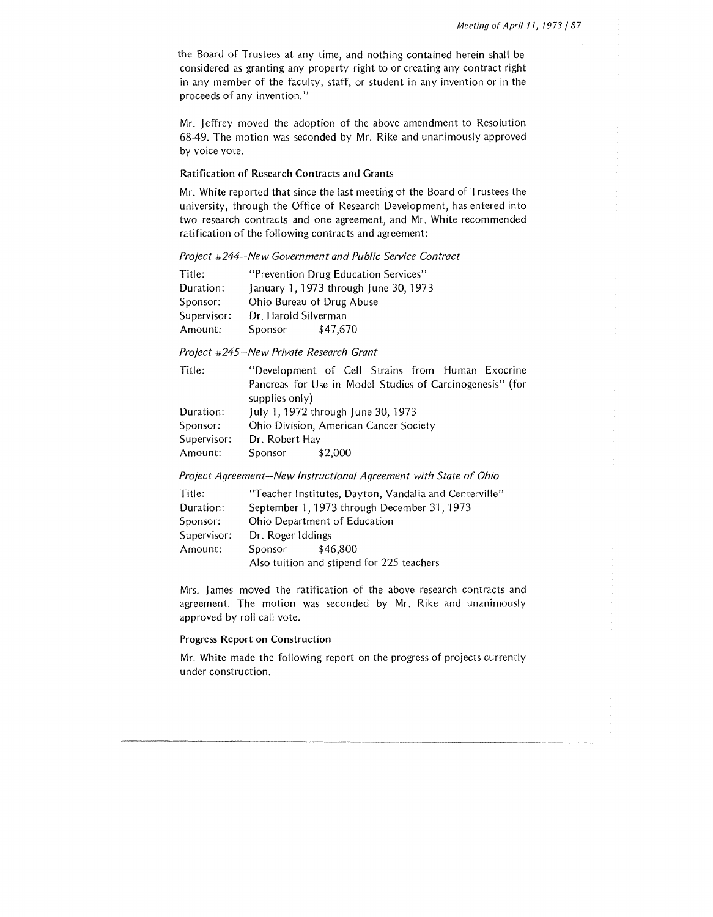the Board of Trustees at any time, and nothing contained herein shall be considered as granting any property right to or creating any contract right in any member of the faculty, staff, or student in any invention or in the proceeds of any invention."

Mr. Jeffrey moved the adoption of the above amendment to Resolution 68-49. The motion was seconded by Mr. Rike and unanimously approved by voice vote.

### Ratification of Research Contracts and Grants

Mr. White reported that since the last meeting of the Board of Trustees the university, through the Office of Research Development, has entered into two research contracts and one agreement, and Mr. White recommended ratification of the following contracts and agreement:

*Project #244—New Government and Public Service Contract*

| | |
|---|---|
| Title: | "Prevention Drug Education Services" |
| Duration: | January 1, 1973 through June 30, 1973 |
| Sponsor: | Ohio Bureau of Drug Abuse |
| Supervisor: | Dr. Harold Silverman |
| Amount: | Sponsor $47,670 |

*Project #245—New Private Research Grant*

| | |
|---|---|
| Title: | "Development of Cell Strains from Human Exocrine Pancreas for Use in Model Studies of Carcinogenesis" (for supplies only) |
| Duration: | July 1, 1972 through June 30, 1973 |
| Sponsor: | Ohio Division, American Cancer Society |
| Supervisor: | Dr. Robert Hay |
| Amount: | Sponsor $2,000 |

*Project Agreement—New Instructional Agreement with State of Ohio*

| | |
|---|---|
| Title: | "Teacher Institutes, Dayton, Vandalia and Centerville" |
| Duration: | September 1, 1973 through December 31, 1973 |
| Sponsor: | Ohio Department of Education |
| Supervisor: | Dr. Roger Iddings |
| Amount: | Sponsor $46,800<br>Also tuition and stipend for 225 teachers |

Mrs. James moved the ratification of the above research contracts and agreement. The motion was seconded by Mr. Rike and unanimously approved by roll call vote.

### Progress Report on Construction

Mr. White made the following report on the progress of projects currently under construction.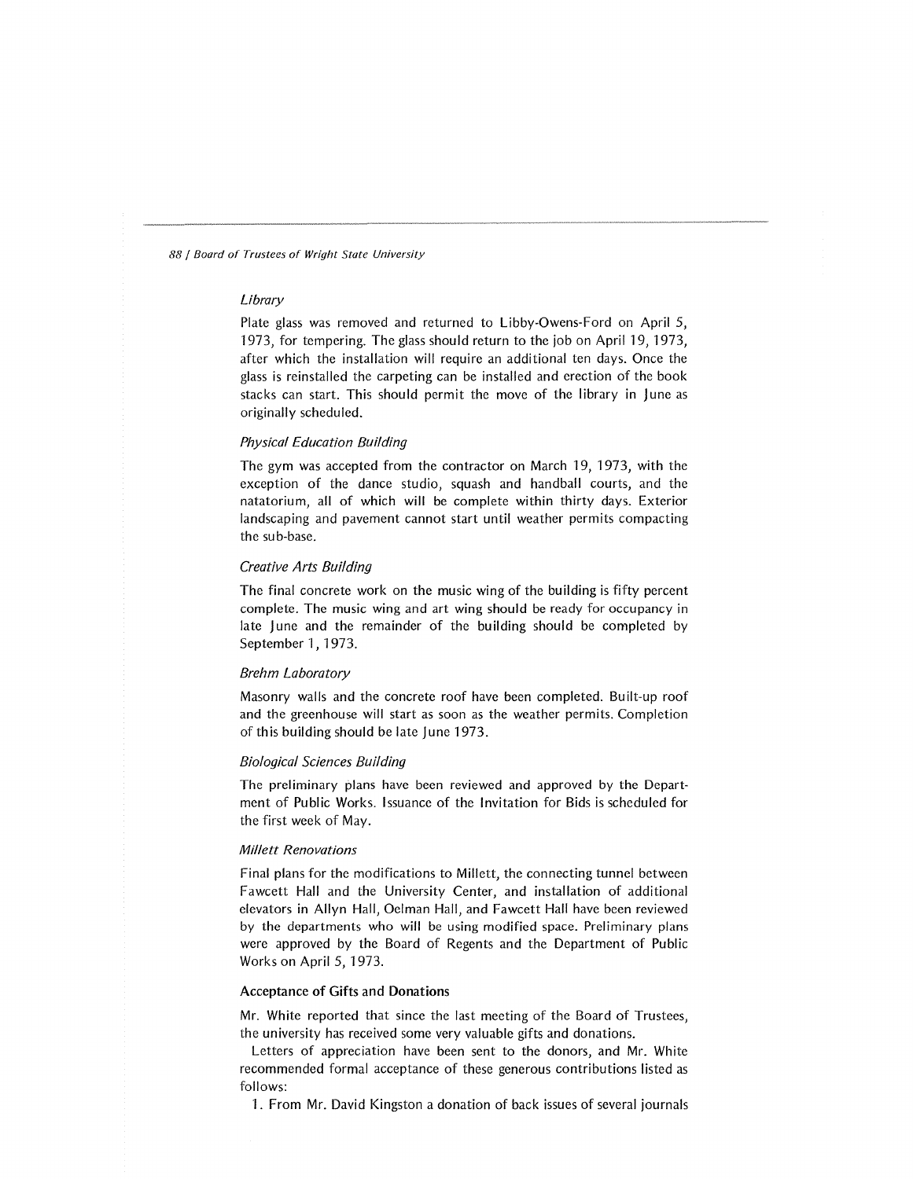### *Library*

Plate glass was removed and returned to Libby-Owens-Ford on April 5, 1973, for tempering. The glass should return to the job on April 19, 1973, after which the installation will require an additional ten days. Once the glass is reinstalled the carpeting can be installed and erection of the book stacks can start. This should permit the move of the library in June as originally scheduled.

### *Physical Education Building*

The gym was accepted from the contractor on March 19, 1973, with the exception of the dance studio, squash and handball courts, and the natatorium, all of which will be complete within thirty days. Exterior landscaping and pavement cannot start until weather permits compacting the sub-base.

### *Creative Arts Building*

The final concrete work on the music wing of the building is fifty percent complete. The music wing and art wing should be ready for occupancy in late June and the remainder of the building should be completed by September 1, 1973.

### *Brehm Laboratory*

Masonry walls and the concrete roof have been completed. Built-up roof and the greenhouse will start as soon as the weather permits. Completion of this building should be late June 1973.

### *Biological Sciences Building*

The preliminary plans have been reviewed and approved by the Department of Public Works. Issuance of the Invitation for Bids is scheduled for the first week of May.

### *Millett Renovations*

Final plans for the modifications to Millett, the connecting tunnel between Fawcett Hall and the University Center, and installation of additional elevators in Allyn Hall, Oelman Hall, and Fawcett Hall have been reviewed by the departments who will be using modified space. Preliminary plans were approved by the Board of Regents and the Department of Public Works on April 5, 1973.

## Acceptance of Gifts and Donations

Mr. White reported that since the last meeting of the Board of Trustees, the university has received some very valuable gifts and donations.

Letters of appreciation have been sent to the donors, and Mr. White recommended formal acceptance of these generous contributions listed as follows:

1. From Mr. David Kingston a donation of back issues of several journals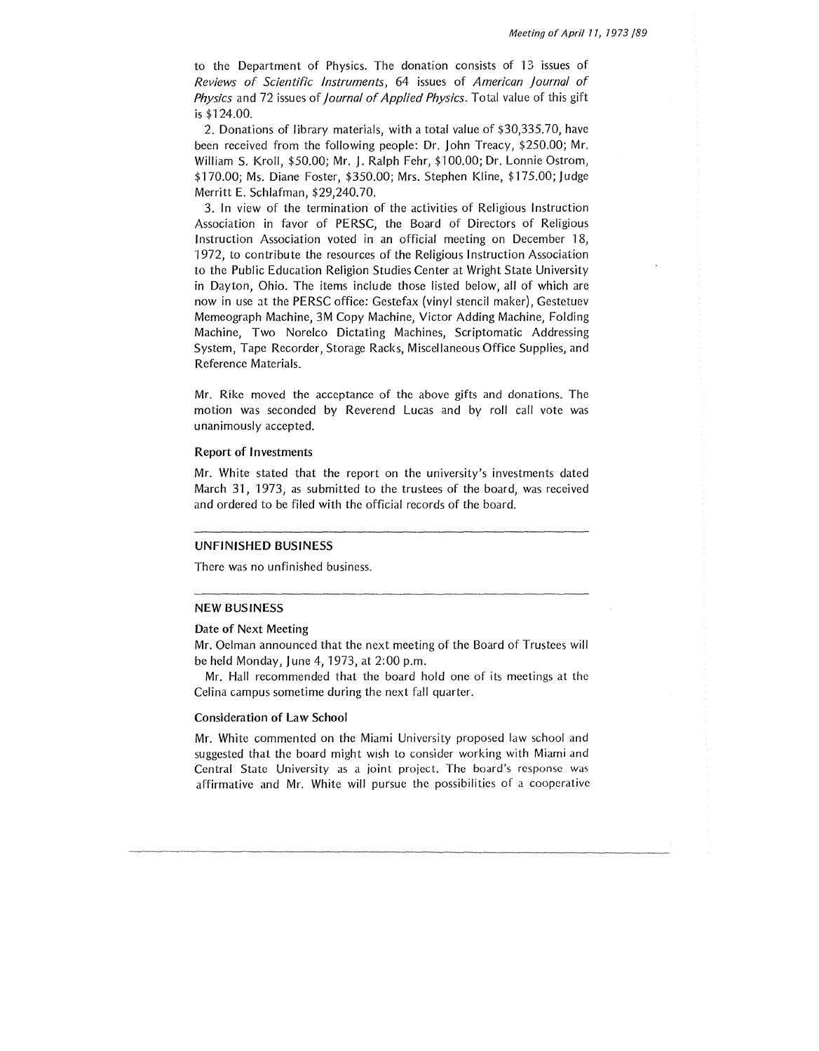to the Department of Physics. The donation consists of 13 issues of *Reviews of Scientific Instruments*, 64 issues of *American Journal of Physics* and 72 issues of *Journal of Applied Physics*. Total value of this gift is $124.00.

2. Donations of library materials, with a total value of $30,335.70, have been received from the following people: Dr. John Treacy, $250.00; Mr. William S. Kroll, $50.00; Mr. J. Ralph Fehr, $100.00; Dr. Lonnie Ostrom, $170.00; Ms. Diane Foster, $350.00; Mrs. Stephen Kline, $175.00; Judge Merritt E. Schlafman, $29,240.70.

3. In view of the termination of the activities of Religious Instruction Association in favor of PERSC, the Board of Directors of Religious Instruction Association voted in an official meeting on December 18, 1972, to contribute the resources of the Religious Instruction Association to the Public Education Religion Studies Center at Wright State University in Dayton, Ohio. The items include those listed below, all of which are now in use at the PERSC office: Gestefax (vinyl stencil maker), Gestetuev Memeograph Machine, 3M Copy Machine, Victor Adding Machine, Folding Machine, Two Norelco Dictating Machines, Scriptomatic Addressing System, Tape Recorder, Storage Racks, Miscellaneous Office Supplies, and Reference Materials.

Mr. Rike moved the acceptance of the above gifts and donations. The motion was seconded by Reverend Lucas and by roll call vote was unanimously accepted.

### Report of Investments

Mr. White stated that the report on the university's investments dated March 31, 1973, as submitted to the trustees of the board, was received and ordered to be filed with the official records of the board.

---

## UNFINISHED BUSINESS

There was no unfinished business.

---

## NEW BUSINESS

### Date of Next Meeting

Mr. Oelman announced that the next meeting of the Board of Trustees will be held Monday, June 4, 1973, at 2:00 p.m.

Mr. Hall recommended that the board hold one of its meetings at the Celina campus sometime during the next fall quarter.

### Consideration of Law School

Mr. White commented on the Miami University proposed law school and suggested that the board might wish to consider working with Miami and Central State University as a joint project. The board's response was affirmative and Mr. White will pursue the possibilities of a cooperative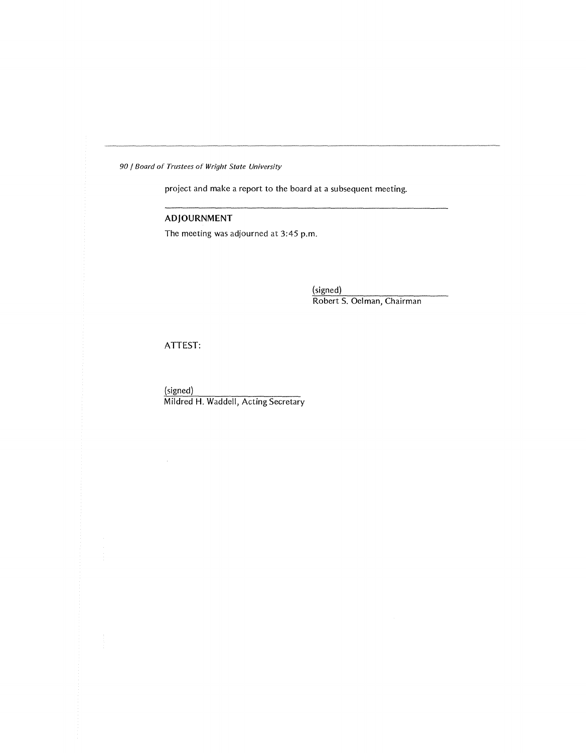project and make a report to the board at a subsequent meeting.

---

## ADJOURNMENT

The meeting was adjourned at 3:45 p.m.

(signed) \_\_\_\_\_\_\_\_\_\_\_\_\_\_\_\_\_\_\_\_
Robert S. Oelman, Chairman

ATTEST:

(signed) \_\_\_\_\_\_\_\_\_\_\_\_\_\_\_\_\_\_\_\_
Mildred H. Waddell, Acting Secretary